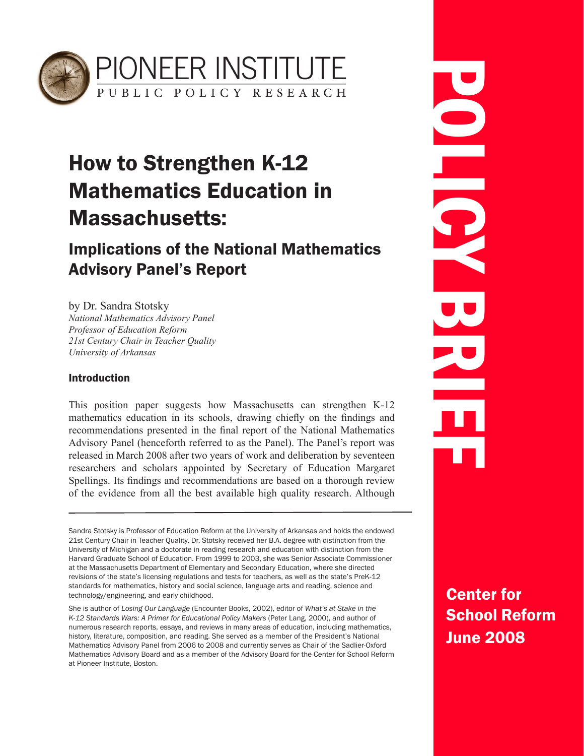PIONEER INSTITUTE

PUBLIC POLICY RESEARCH

POLICY BRIEF

# How to Strengthen K-12 Mathematics Education in Massachusetts:

## Implications of the National Mathematics Advisory Panel's Report

by Dr. Sandra Stotsky
*National Mathematics Advisory Panel*
*Professor of Education Reform*
*21st Century Chair in Teacher Quality*
*University of Arkansas*

### Introduction

This position paper suggests how Massachusetts can strengthen K-12 mathematics education in its schools, drawing chiefly on the findings and recommendations presented in the final report of the National Mathematics Advisory Panel (henceforth referred to as the Panel). The Panel's report was released in March 2008 after two years of work and deliberation by seventeen researchers and scholars appointed by Secretary of Education Margaret Spellings. Its findings and recommendations are based on a thorough review of the evidence from all the best available high quality research. Although

---

Sandra Stotsky is Professor of Education Reform at the University of Arkansas and holds the endowed 21st Century Chair in Teacher Quality. Dr. Stotsky received her B.A. degree with distinction from the University of Michigan and a doctorate in reading research and education with distinction from the Harvard Graduate School of Education. From 1999 to 2003, she was Senior Associate Commissioner at the Massachusetts Department of Elementary and Secondary Education, where she directed revisions of the state's licensing regulations and tests for teachers, as well as the state's PreK-12 standards for mathematics, history and social science, language arts and reading, science and technology/engineering, and early childhood.

She is author of *Losing Our Language* (Encounter Books, 2002), editor of *What's at Stake in the K-12 Standards Wars: A Primer for Educational Policy Makers* (Peter Lang, 2000), and author of numerous research reports, essays, and reviews in many areas of education, including mathematics, history, literature, composition, and reading. She served as a member of the President's National Mathematics Advisory Panel from 2006 to 2008 and currently serves as Chair of the Sadlier-Oxford Mathematics Advisory Board and as a member of the Advisory Board for the Center for School Reform at Pioneer Institute, Boston.

Center for School Reform
June 2008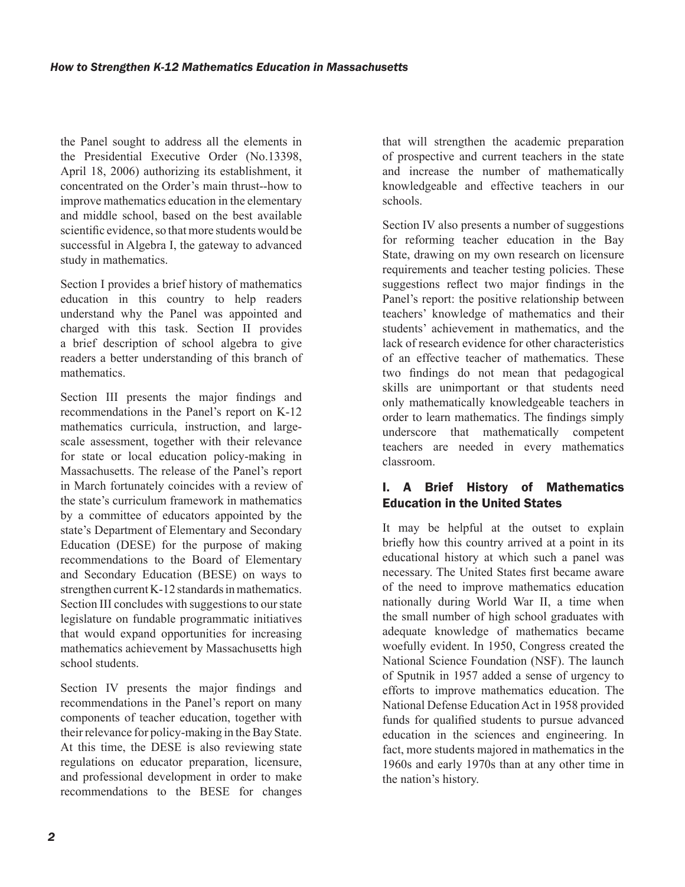the Panel sought to address all the elements in the Presidential Executive Order (No.13398, April 18, 2006) authorizing its establishment, it concentrated on the Order's main thrust--how to improve mathematics education in the elementary and middle school, based on the best available scientific evidence, so that more students would be successful in Algebra I, the gateway to advanced study in mathematics.

Section I provides a brief history of mathematics education in this country to help readers understand why the Panel was appointed and charged with this task. Section II provides a brief description of school algebra to give readers a better understanding of this branch of mathematics.

Section III presents the major findings and recommendations in the Panel's report on K-12 mathematics curricula, instruction, and large-scale assessment, together with their relevance for state or local education policy-making in Massachusetts. The release of the Panel's report in March fortunately coincides with a review of the state's curriculum framework in mathematics by a committee of educators appointed by the state's Department of Elementary and Secondary Education (DESE) for the purpose of making recommendations to the Board of Elementary and Secondary Education (BESE) on ways to strengthen current K-12 standards in mathematics. Section III concludes with suggestions to our state legislature on fundable programmatic initiatives that would expand opportunities for increasing mathematics achievement by Massachusetts high school students.

Section IV presents the major findings and recommendations in the Panel's report on many components of teacher education, together with their relevance for policy-making in the Bay State. At this time, the DESE is also reviewing state regulations on educator preparation, licensure, and professional development in order to make recommendations to the BESE for changes that will strengthen the academic preparation of prospective and current teachers in the state and increase the number of mathematically knowledgeable and effective teachers in our schools.

Section IV also presents a number of suggestions for reforming teacher education in the Bay State, drawing on my own research on licensure requirements and teacher testing policies. These suggestions reflect two major findings in the Panel's report: the positive relationship between teachers' knowledge of mathematics and their students' achievement in mathematics, and the lack of research evidence for other characteristics of an effective teacher of mathematics. These two findings do not mean that pedagogical skills are unimportant or that students need only mathematically knowledgeable teachers in order to learn mathematics. The findings simply underscore that mathematically competent teachers are needed in every mathematics classroom.

## I. A Brief History of Mathematics Education in the United States

It may be helpful at the outset to explain briefly how this country arrived at a point in its educational history at which such a panel was necessary. The United States first became aware of the need to improve mathematics education nationally during World War II, a time when the small number of high school graduates with adequate knowledge of mathematics became woefully evident. In 1950, Congress created the National Science Foundation (NSF). The launch of Sputnik in 1957 added a sense of urgency to efforts to improve mathematics education. The National Defense Education Act in 1958 provided funds for qualified students to pursue advanced education in the sciences and engineering. In fact, more students majored in mathematics in the 1960s and early 1970s than at any other time in the nation's history.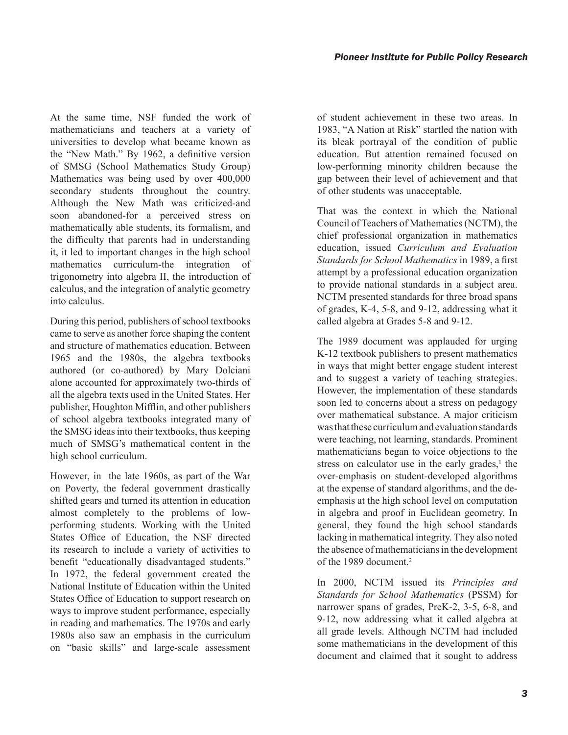At the same time, NSF funded the work of mathematicians and teachers at a variety of universities to develop what became known as the "New Math." By 1962, a definitive version of SMSG (School Mathematics Study Group) Mathematics was being used by over 400,000 secondary students throughout the country. Although the New Math was criticized-and soon abandoned-for a perceived stress on mathematically able students, its formalism, and the difficulty that parents had in understanding it, it led to important changes in the high school mathematics curriculum-the integration of trigonometry into algebra II, the introduction of calculus, and the integration of analytic geometry into calculus.

During this period, publishers of school textbooks came to serve as another force shaping the content and structure of mathematics education. Between 1965 and the 1980s, the algebra textbooks authored (or co-authored) by Mary Dolciani alone accounted for approximately two-thirds of all the algebra texts used in the United States. Her publisher, Houghton Mifflin, and other publishers of school algebra textbooks integrated many of the SMSG ideas into their textbooks, thus keeping much of SMSG's mathematical content in the high school curriculum.

However, in the late 1960s, as part of the War on Poverty, the federal government drastically shifted gears and turned its attention in education almost completely to the problems of low-performing students. Working with the United States Office of Education, the NSF directed its research to include a variety of activities to benefit "educationally disadvantaged students." In 1972, the federal government created the National Institute of Education within the United States Office of Education to support research on ways to improve student performance, especially in reading and mathematics. The 1970s and early 1980s also saw an emphasis in the curriculum on "basic skills" and large-scale assessment of student achievement in these two areas. In 1983, "A Nation at Risk" startled the nation with its bleak portrayal of the condition of public education. But attention remained focused on low-performing minority children because the gap between their level of achievement and that of other students was unacceptable.

That was the context in which the National Council of Teachers of Mathematics (NCTM), the chief professional organization in mathematics education, issued *Curriculum and Evaluation Standards for School Mathematics* in 1989, a first attempt by a professional education organization to provide national standards in a subject area. NCTM presented standards for three broad spans of grades, K-4, 5-8, and 9-12, addressing what it called algebra at Grades 5-8 and 9-12.

The 1989 document was applauded for urging K-12 textbook publishers to present mathematics in ways that might better engage student interest and to suggest a variety of teaching strategies. However, the implementation of these standards soon led to concerns about a stress on pedagogy over mathematical substance. A major criticism was that these curriculum and evaluation standards were teaching, not learning, standards. Prominent mathematicians began to voice objections to the stress on calculator use in the early grades,[1] the over-emphasis on student-developed algorithms at the expense of standard algorithms, and the de-emphasis at the high school level on computation in algebra and proof in Euclidean geometry. In general, they found the high school standards lacking in mathematical integrity. They also noted the absence of mathematicians in the development of the 1989 document.[2]

In 2000, NCTM issued its *Principles and Standards for School Mathematics* (PSSM) for narrower spans of grades, PreK-2, 3-5, 6-8, and 9-12, now addressing what it called algebra at all grade levels. Although NCTM had included some mathematicians in the development of this document and claimed that it sought to address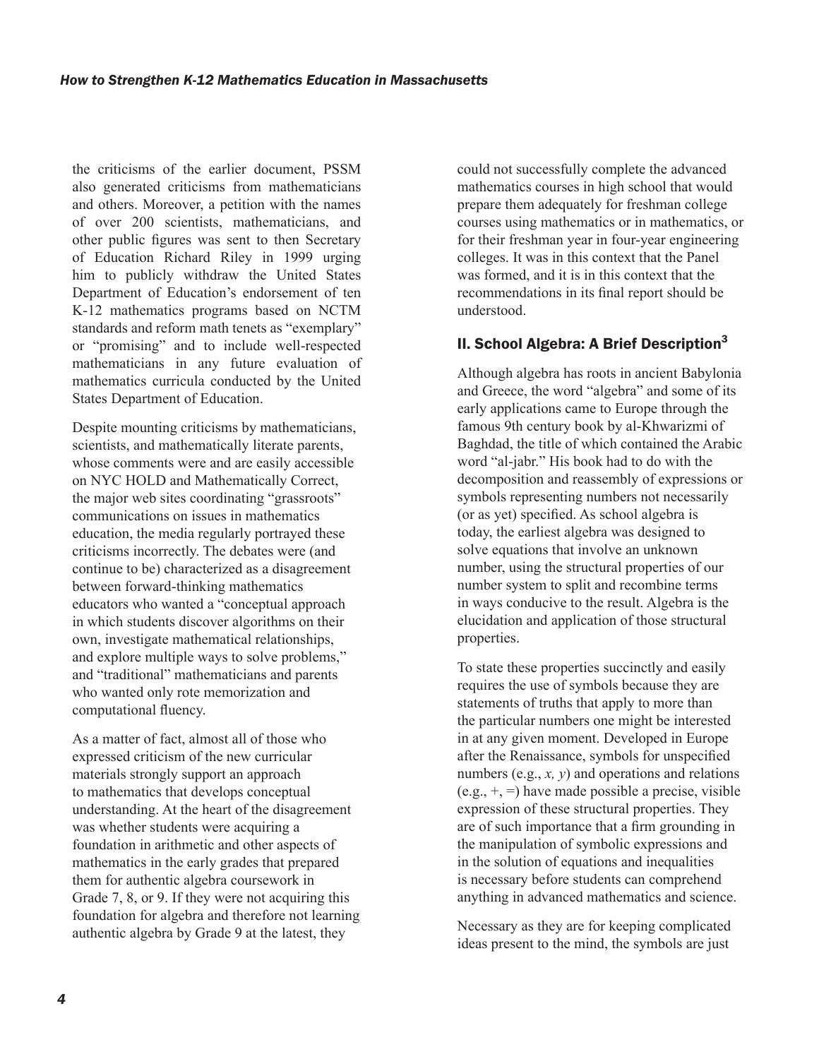the criticisms of the earlier document, PSSM also generated criticisms from mathematicians and others. Moreover, a petition with the names of over 200 scientists, mathematicians, and other public figures was sent to then Secretary of Education Richard Riley in 1999 urging him to publicly withdraw the United States Department of Education's endorsement of ten K-12 mathematics programs based on NCTM standards and reform math tenets as "exemplary" or "promising" and to include well-respected mathematicians in any future evaluation of mathematics curricula conducted by the United States Department of Education.

Despite mounting criticisms by mathematicians, scientists, and mathematically literate parents, whose comments were and are easily accessible on NYC HOLD and Mathematically Correct, the major web sites coordinating "grassroots" communications on issues in mathematics education, the media regularly portrayed these criticisms incorrectly. The debates were (and continue to be) characterized as a disagreement between forward-thinking mathematics educators who wanted a "conceptual approach in which students discover algorithms on their own, investigate mathematical relationships, and explore multiple ways to solve problems," and "traditional" mathematicians and parents who wanted only rote memorization and computational fluency.

As a matter of fact, almost all of those who expressed criticism of the new curricular materials strongly support an approach to mathematics that develops conceptual understanding. At the heart of the disagreement was whether students were acquiring a foundation in arithmetic and other aspects of mathematics in the early grades that prepared them for authentic algebra coursework in Grade 7, 8, or 9. If they were not acquiring this foundation for algebra and therefore not learning authentic algebra by Grade 9 at the latest, they could not successfully complete the advanced mathematics courses in high school that would prepare them adequately for freshman college courses using mathematics or in mathematics, or for their freshman year in four-year engineering colleges. It was in this context that the Panel was formed, and it is in this context that the recommendations in its final report should be understood.

## II. School Algebra: A Brief Description[3]

Although algebra has roots in ancient Babylonia and Greece, the word "algebra" and some of its early applications came to Europe through the famous 9th century book by al-Khwarizmi of Baghdad, the title of which contained the Arabic word "al-jabr." His book had to do with the decomposition and reassembly of expressions or symbols representing numbers not necessarily (or as yet) specified. As school algebra is today, the earliest algebra was designed to solve equations that involve an unknown number, using the structural properties of our number system to split and recombine terms in ways conducive to the result. Algebra is the elucidation and application of those structural properties.

To state these properties succinctly and easily requires the use of symbols because they are statements of truths that apply to more than the particular numbers one might be interested in at any given moment. Developed in Europe after the Renaissance, symbols for unspecified numbers (e.g., $x$, $y$) and operations and relations (e.g., $+$, $=$) have made possible a precise, visible expression of these structural properties. They are of such importance that a firm grounding in the manipulation of symbolic expressions and in the solution of equations and inequalities is necessary before students can comprehend anything in advanced mathematics and science.

Necessary as they are for keeping complicated ideas present to the mind, the symbols are just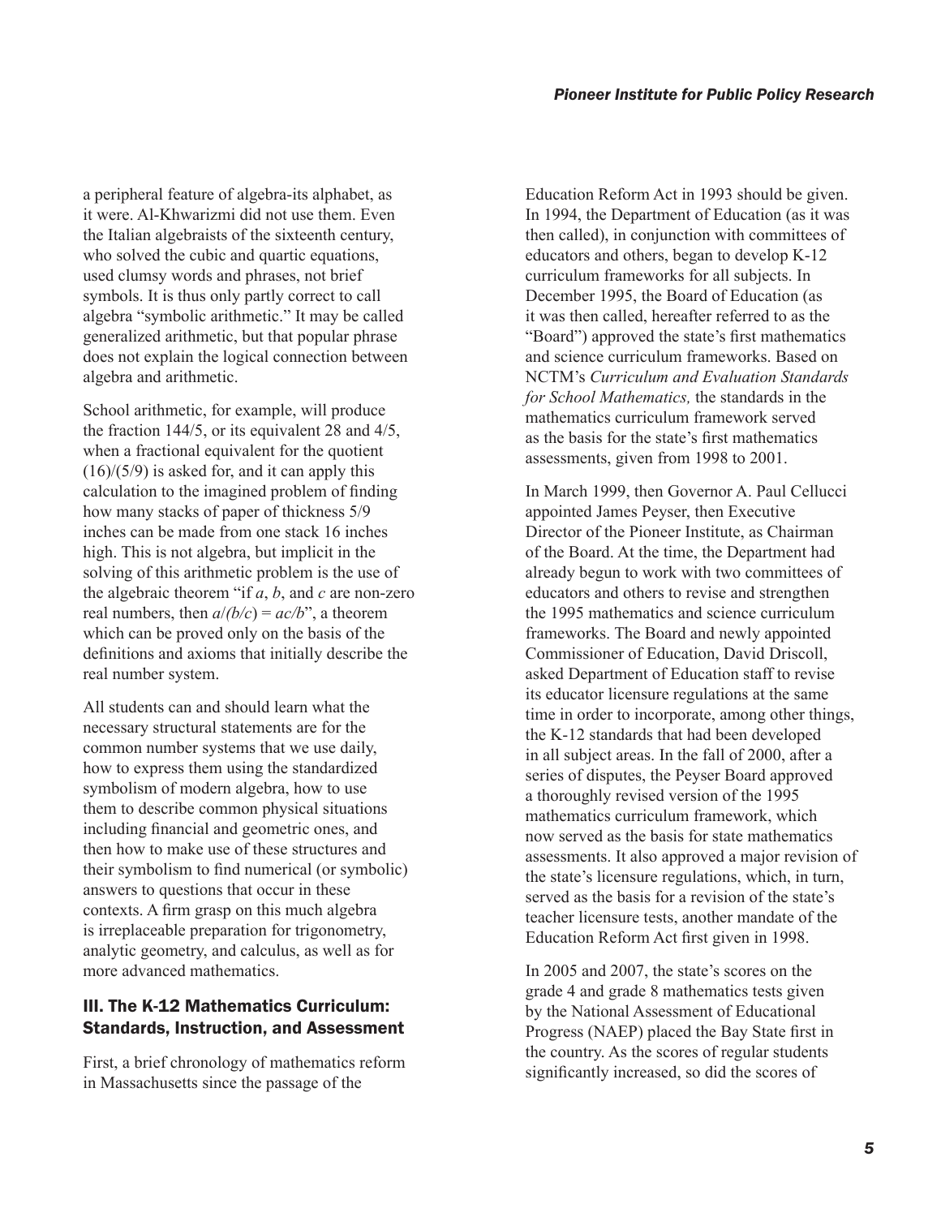a peripheral feature of algebra-its alphabet, as it were. Al-Khwarizmi did not use them. Even the Italian algebraists of the sixteenth century, who solved the cubic and quartic equations, used clumsy words and phrases, not brief symbols. It is thus only partly correct to call algebra "symbolic arithmetic." It may be called generalized arithmetic, but that popular phrase does not explain the logical connection between algebra and arithmetic.

School arithmetic, for example, will produce the fraction 144/5, or its equivalent 28 and 4/5, when a fractional equivalent for the quotient (16)/(5/9) is asked for, and it can apply this calculation to the imagined problem of finding how many stacks of paper of thickness 5/9 inches can be made from one stack 16 inches high. This is not algebra, but implicit in the solving of this arithmetic problem is the use of the algebraic theorem "if $a$, $b$, and $c$ are non-zero real numbers, then $a/(b/c) = ac/b$", a theorem which can be proved only on the basis of the definitions and axioms that initially describe the real number system.

All students can and should learn what the necessary structural statements are for the common number systems that we use daily, how to express them using the standardized symbolism of modern algebra, how to use them to describe common physical situations including financial and geometric ones, and then how to make use of these structures and their symbolism to find numerical (or symbolic) answers to questions that occur in these contexts. A firm grasp on this much algebra is irreplaceable preparation for trigonometry, analytic geometry, and calculus, as well as for more advanced mathematics.

## III. The K-12 Mathematics Curriculum: Standards, Instruction, and Assessment

First, a brief chronology of mathematics reform in Massachusetts since the passage of the Education Reform Act in 1993 should be given. In 1994, the Department of Education (as it was then called), in conjunction with committees of educators and others, began to develop K-12 curriculum frameworks for all subjects. In December 1995, the Board of Education (as it was then called, hereafter referred to as the "Board") approved the state's first mathematics and science curriculum frameworks. Based on NCTM's *Curriculum and Evaluation Standards for School Mathematics,* the standards in the mathematics curriculum framework served as the basis for the state's first mathematics assessments, given from 1998 to 2001.

In March 1999, then Governor A. Paul Cellucci appointed James Peyser, then Executive Director of the Pioneer Institute, as Chairman of the Board. At the time, the Department had already begun to work with two committees of educators and others to revise and strengthen the 1995 mathematics and science curriculum frameworks. The Board and newly appointed Commissioner of Education, David Driscoll, asked Department of Education staff to revise its educator licensure regulations at the same time in order to incorporate, among other things, the K-12 standards that had been developed in all subject areas. In the fall of 2000, after a series of disputes, the Peyser Board approved a thoroughly revised version of the 1995 mathematics curriculum framework, which now served as the basis for state mathematics assessments. It also approved a major revision of the state's licensure regulations, which, in turn, served as the basis for a revision of the state's teacher licensure tests, another mandate of the Education Reform Act first given in 1998.

In 2005 and 2007, the state's scores on the grade 4 and grade 8 mathematics tests given by the National Assessment of Educational Progress (NAEP) placed the Bay State first in the country. As the scores of regular students significantly increased, so did the scores of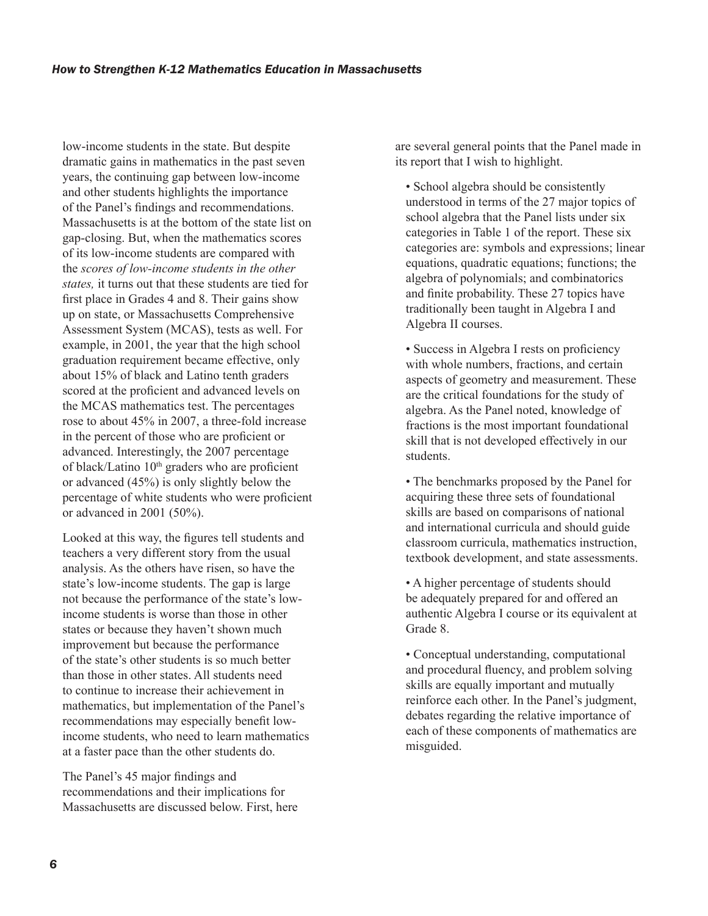low-income students in the state. But despite dramatic gains in mathematics in the past seven years, the continuing gap between low-income and other students highlights the importance of the Panel's findings and recommendations. Massachusetts is at the bottom of the state list on gap-closing. But, when the mathematics scores of its low-income students are compared with the *scores of low-income students in the other states,* it turns out that these students are tied for first place in Grades 4 and 8. Their gains show up on state, or Massachusetts Comprehensive Assessment System (MCAS), tests as well. For example, in 2001, the year that the high school graduation requirement became effective, only about 15% of black and Latino tenth graders scored at the proficient and advanced levels on the MCAS mathematics test. The percentages rose to about 45% in 2007, a three-fold increase in the percent of those who are proficient or advanced. Interestingly, the 2007 percentage of black/Latino 10th graders who are proficient or advanced (45%) is only slightly below the percentage of white students who were proficient or advanced in 2001 (50%).

Looked at this way, the figures tell students and teachers a very different story from the usual analysis. As the others have risen, so have the state's low-income students. The gap is large not because the performance of the state's low-income students is worse than those in other states or because they haven't shown much improvement but because the performance of the state's other students is so much better than those in other states. All students need to continue to increase their achievement in mathematics, but implementation of the Panel's recommendations may especially benefit low-income students, who need to learn mathematics at a faster pace than the other students do.

The Panel's 45 major findings and recommendations and their implications for Massachusetts are discussed below. First, here are several general points that the Panel made in its report that I wish to highlight.

- School algebra should be consistently understood in terms of the 27 major topics of school algebra that the Panel lists under six categories in Table 1 of the report. These six categories are: symbols and expressions; linear equations, quadratic equations; functions; the algebra of polynomials; and combinatorics and finite probability. These 27 topics have traditionally been taught in Algebra I and Algebra II courses.

- Success in Algebra I rests on proficiency with whole numbers, fractions, and certain aspects of geometry and measurement. These are the critical foundations for the study of algebra. As the Panel noted, knowledge of fractions is the most important foundational skill that is not developed effectively in our students.

- The benchmarks proposed by the Panel for acquiring these three sets of foundational skills are based on comparisons of national and international curricula and should guide classroom curricula, mathematics instruction, textbook development, and state assessments.

- A higher percentage of students should be adequately prepared for and offered an authentic Algebra I course or its equivalent at Grade 8.

- Conceptual understanding, computational and procedural fluency, and problem solving skills are equally important and mutually reinforce each other. In the Panel's judgment, debates regarding the relative importance of each of these components of mathematics are misguided.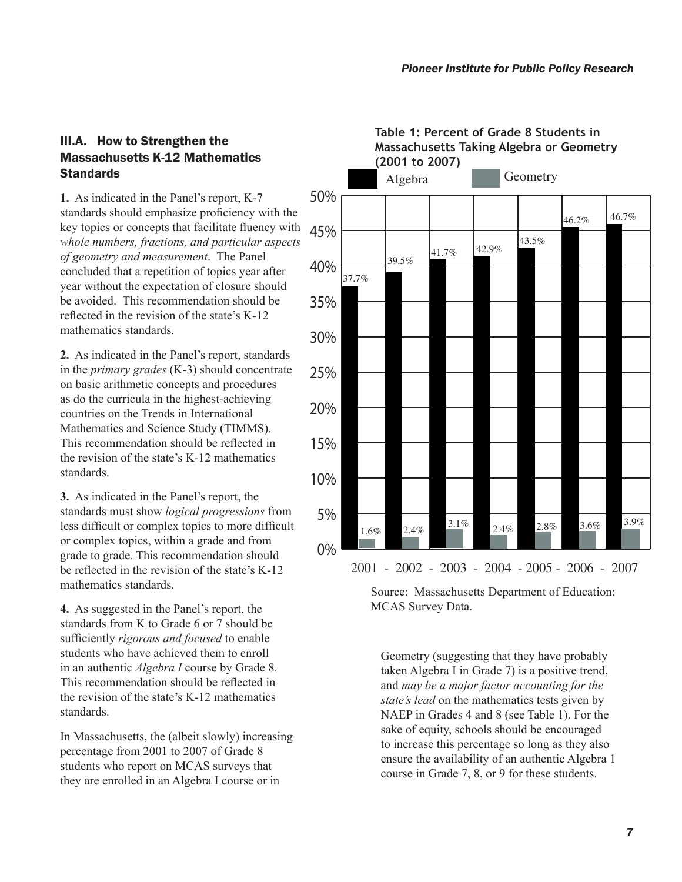### III.A. How to Strengthen the Massachusetts K-12 Mathematics Standards

**1.** As indicated in the Panel's report, K-7 standards should emphasize proficiency with the key topics or concepts that facilitate fluency with *whole numbers, fractions, and particular aspects of geometry and measurement*. The Panel concluded that a repetition of topics year after year without the expectation of closure should be avoided. This recommendation should be reflected in the revision of the state's K-12 mathematics standards.

**2.** As indicated in the Panel's report, standards in the *primary grades* (K-3) should concentrate on basic arithmetic concepts and procedures as do the curricula in the highest-achieving countries on the Trends in International Mathematics and Science Study (TIMMS). This recommendation should be reflected in the revision of the state's K-12 mathematics standards.

**3.** As indicated in the Panel's report, the standards must show *logical progressions* from less difficult or complex topics to more difficult or complex topics, within a grade and from grade to grade. This recommendation should be reflected in the revision of the state's K-12 mathematics standards.

**4.** As suggested in the Panel's report, the standards from K to Grade 6 or 7 should be sufficiently *rigorous and focused* to enable students who have achieved them to enroll in an authentic *Algebra I* course by Grade 8. This recommendation should be reflected in the revision of the state's K-12 mathematics standards.

In Massachusetts, the (albeit slowly) increasing percentage from 2001 to 2007 of Grade 8 students who report on MCAS surveys that they are enrolled in an Algebra I course or in Geometry (suggesting that they have probably taken Algebra I in Grade 7) is a positive trend, and *may be a major factor accounting for the state's lead* on the mathematics tests given by NAEP in Grades 4 and 8 (see Table 1). For the sake of equity, schools should be encouraged to increase this percentage so long as they also ensure the availability of an authentic Algebra 1 course in Grade 7, 8, or 9 for these students.

**Table 1: Percent of Grade 8 Students in Massachusetts Taking Algebra or Geometry (2001 to 2007)**

| Year | Algebra | Geometry |
|---|---|---|
| 2001 | 37.7% | 1.6% |
| 2002 | 39.5% | 2.4% |
| 2003 | 41.7% | 3.1% |
| 2004 | 42.9% | 2.4% |
| 2005 | 43.5% | 2.8% |
| 2006 | 46.2% | 3.6% |
| 2007 | 46.7% | 3.9% |

Source: Massachusetts Department of Education: MCAS Survey Data.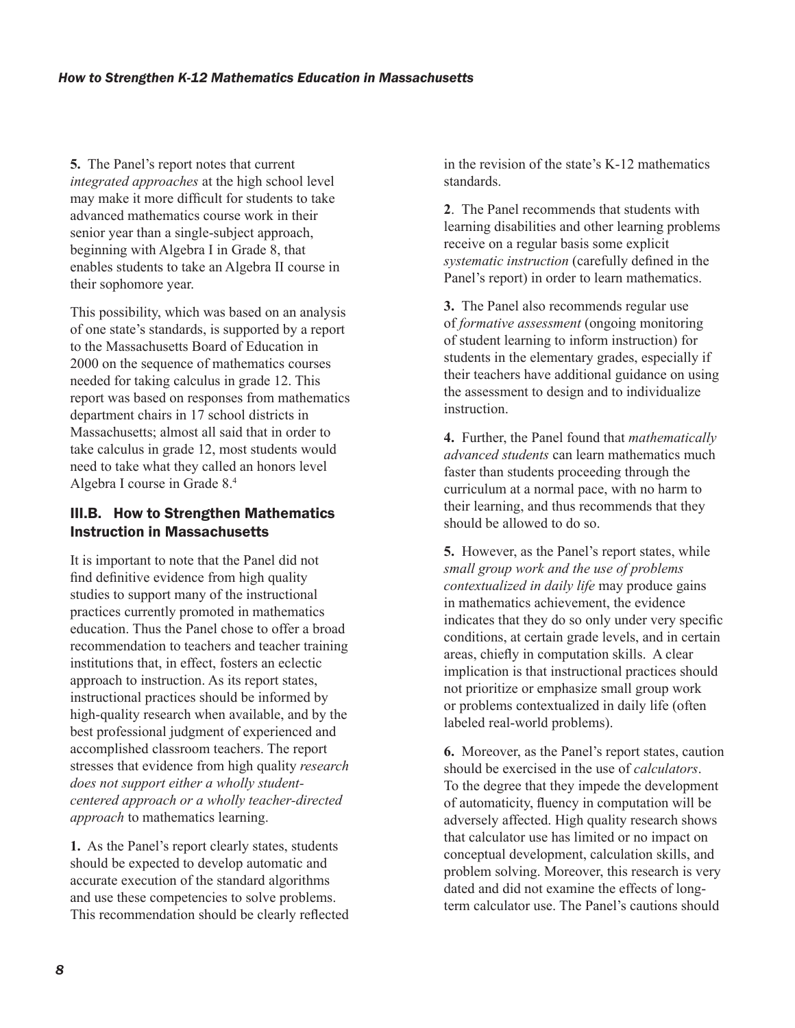**5.** The Panel's report notes that current *integrated approaches* at the high school level may make it more difficult for students to take advanced mathematics course work in their senior year than a single-subject approach, beginning with Algebra I in Grade 8, that enables students to take an Algebra II course in their sophomore year.

This possibility, which was based on an analysis of one state's standards, is supported by a report to the Massachusetts Board of Education in 2000 on the sequence of mathematics courses needed for taking calculus in grade 12. This report was based on responses from mathematics department chairs in 17 school districts in Massachusetts; almost all said that in order to take calculus in grade 12, most students would need to take what they called an honors level Algebra I course in Grade 8.[4]

## III.B. How to Strengthen Mathematics Instruction in Massachusetts

It is important to note that the Panel did not find definitive evidence from high quality studies to support many of the instructional practices currently promoted in mathematics education. Thus the Panel chose to offer a broad recommendation to teachers and teacher training institutions that, in effect, fosters an eclectic approach to instruction. As its report states, instructional practices should be informed by high-quality research when available, and by the best professional judgment of experienced and accomplished classroom teachers. The report stresses that evidence from high quality *research does not support either a wholly student-centered approach or a wholly teacher-directed approach* to mathematics learning.

**1.** As the Panel's report clearly states, students should be expected to develop automatic and accurate execution of the standard algorithms and use these competencies to solve problems. This recommendation should be clearly reflected in the revision of the state's K-12 mathematics standards.

**2**. The Panel recommends that students with learning disabilities and other learning problems receive on a regular basis some explicit *systematic instruction* (carefully defined in the Panel's report) in order to learn mathematics.

**3.** The Panel also recommends regular use of *formative assessment* (ongoing monitoring of student learning to inform instruction) for students in the elementary grades, especially if their teachers have additional guidance on using the assessment to design and to individualize instruction.

**4.** Further, the Panel found that *mathematically advanced students* can learn mathematics much faster than students proceeding through the curriculum at a normal pace, with no harm to their learning, and thus recommends that they should be allowed to do so.

**5.** However, as the Panel's report states, while *small group work and the use of problems contextualized in daily life* may produce gains in mathematics achievement, the evidence indicates that they do so only under very specific conditions, at certain grade levels, and in certain areas, chiefly in computation skills. A clear implication is that instructional practices should not prioritize or emphasize small group work or problems contextualized in daily life (often labeled real-world problems).

**6.** Moreover, as the Panel's report states, caution should be exercised in the use of *calculators*. To the degree that they impede the development of automaticity, fluency in computation will be adversely affected. High quality research shows that calculator use has limited or no impact on conceptual development, calculation skills, and problem solving. Moreover, this research is very dated and did not examine the effects of long-term calculator use. The Panel's cautions should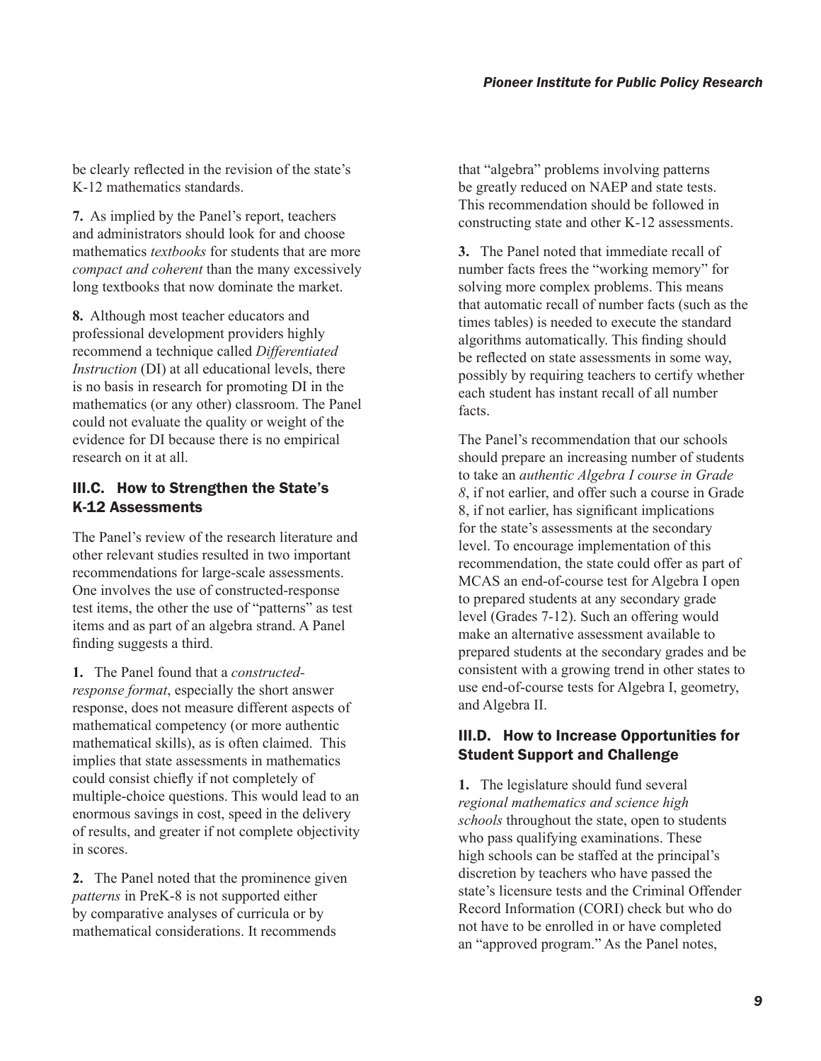be clearly reflected in the revision of the state's K-12 mathematics standards.

**7.** As implied by the Panel's report, teachers and administrators should look for and choose mathematics *textbooks* for students that are more *compact and coherent* than the many excessively long textbooks that now dominate the market.

**8.** Although most teacher educators and professional development providers highly recommend a technique called *Differentiated Instruction* (DI) at all educational levels, there is no basis in research for promoting DI in the mathematics (or any other) classroom. The Panel could not evaluate the quality or weight of the evidence for DI because there is no empirical research on it at all.

### III.C. How to Strengthen the State's K-12 Assessments

The Panel's review of the research literature and other relevant studies resulted in two important recommendations for large-scale assessments. One involves the use of constructed-response test items, the other the use of "patterns" as test items and as part of an algebra strand. A Panel finding suggests a third.

**1.** The Panel found that a *constructed-response format*, especially the short answer response, does not measure different aspects of mathematical competency (or more authentic mathematical skills), as is often claimed. This implies that state assessments in mathematics could consist chiefly if not completely of multiple-choice questions. This would lead to an enormous savings in cost, speed in the delivery of results, and greater if not complete objectivity in scores.

**2.** The Panel noted that the prominence given *patterns* in PreK-8 is not supported either by comparative analyses of curricula or by mathematical considerations. It recommends that "algebra" problems involving patterns be greatly reduced on NAEP and state tests. This recommendation should be followed in constructing state and other K-12 assessments.

**3.** The Panel noted that immediate recall of number facts frees the "working memory" for solving more complex problems. This means that automatic recall of number facts (such as the times tables) is needed to execute the standard algorithms automatically. This finding should be reflected on state assessments in some way, possibly by requiring teachers to certify whether each student has instant recall of all number facts.

The Panel's recommendation that our schools should prepare an increasing number of students to take an *authentic Algebra I course in Grade 8*, if not earlier, and offer such a course in Grade 8, if not earlier, has significant implications for the state's assessments at the secondary level. To encourage implementation of this recommendation, the state could offer as part of MCAS an end-of-course test for Algebra I open to prepared students at any secondary grade level (Grades 7-12). Such an offering would make an alternative assessment available to prepared students at the secondary grades and be consistent with a growing trend in other states to use end-of-course tests for Algebra I, geometry, and Algebra II.

### III.D. How to Increase Opportunities for Student Support and Challenge

**1.** The legislature should fund several *regional mathematics and science high schools* throughout the state, open to students who pass qualifying examinations. These high schools can be staffed at the principal's discretion by teachers who have passed the state's licensure tests and the Criminal Offender Record Information (CORI) check but who do not have to be enrolled in or have completed an "approved program." As the Panel notes,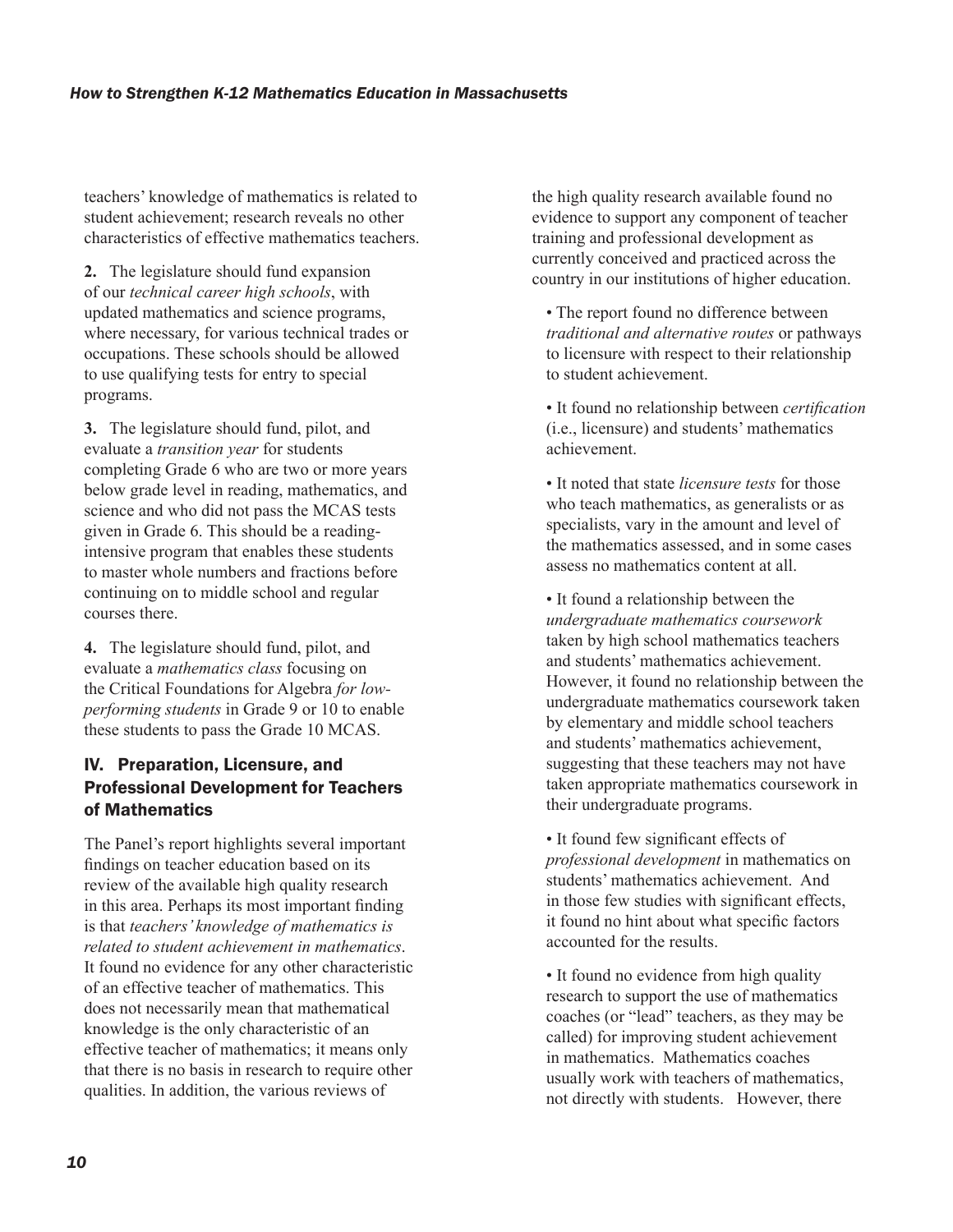teachers' knowledge of mathematics is related to student achievement; research reveals no other characteristics of effective mathematics teachers.

**2.** The legislature should fund expansion of our *technical career high schools*, with updated mathematics and science programs, where necessary, for various technical trades or occupations. These schools should be allowed to use qualifying tests for entry to special programs.

**3.** The legislature should fund, pilot, and evaluate a *transition year* for students completing Grade 6 who are two or more years below grade level in reading, mathematics, and science and who did not pass the MCAS tests given in Grade 6. This should be a reading-intensive program that enables these students to master whole numbers and fractions before continuing on to middle school and regular courses there.

**4.** The legislature should fund, pilot, and evaluate a *mathematics class* focusing on the Critical Foundations for Algebra *for low-performing students* in Grade 9 or 10 to enable these students to pass the Grade 10 MCAS.

## IV. Preparation, Licensure, and Professional Development for Teachers of Mathematics

The Panel's report highlights several important findings on teacher education based on its review of the available high quality research in this area. Perhaps its most important finding is that *teachers' knowledge of mathematics is related to student achievement in mathematics*. It found no evidence for any other characteristic of an effective teacher of mathematics. This does not necessarily mean that mathematical knowledge is the only characteristic of an effective teacher of mathematics; it means only that there is no basis in research to require other qualities. In addition, the various reviews of the high quality research available found no evidence to support any component of teacher training and professional development as currently conceived and practiced across the country in our institutions of higher education.

- The report found no difference between *traditional and alternative routes* or pathways to licensure with respect to their relationship to student achievement.

- It found no relationship between *certification* (i.e., licensure) and students' mathematics achievement.

- It noted that state *licensure tests* for those who teach mathematics, as generalists or as specialists, vary in the amount and level of the mathematics assessed, and in some cases assess no mathematics content at all.

- It found a relationship between the *undergraduate mathematics coursework* taken by high school mathematics teachers and students' mathematics achievement. However, it found no relationship between the undergraduate mathematics coursework taken by elementary and middle school teachers and students' mathematics achievement, suggesting that these teachers may not have taken appropriate mathematics coursework in their undergraduate programs.

- It found few significant effects of *professional development* in mathematics on students' mathematics achievement. And in those few studies with significant effects, it found no hint about what specific factors accounted for the results.

- It found no evidence from high quality research to support the use of mathematics coaches (or "lead" teachers, as they may be called) for improving student achievement in mathematics. Mathematics coaches usually work with teachers of mathematics, not directly with students. However, there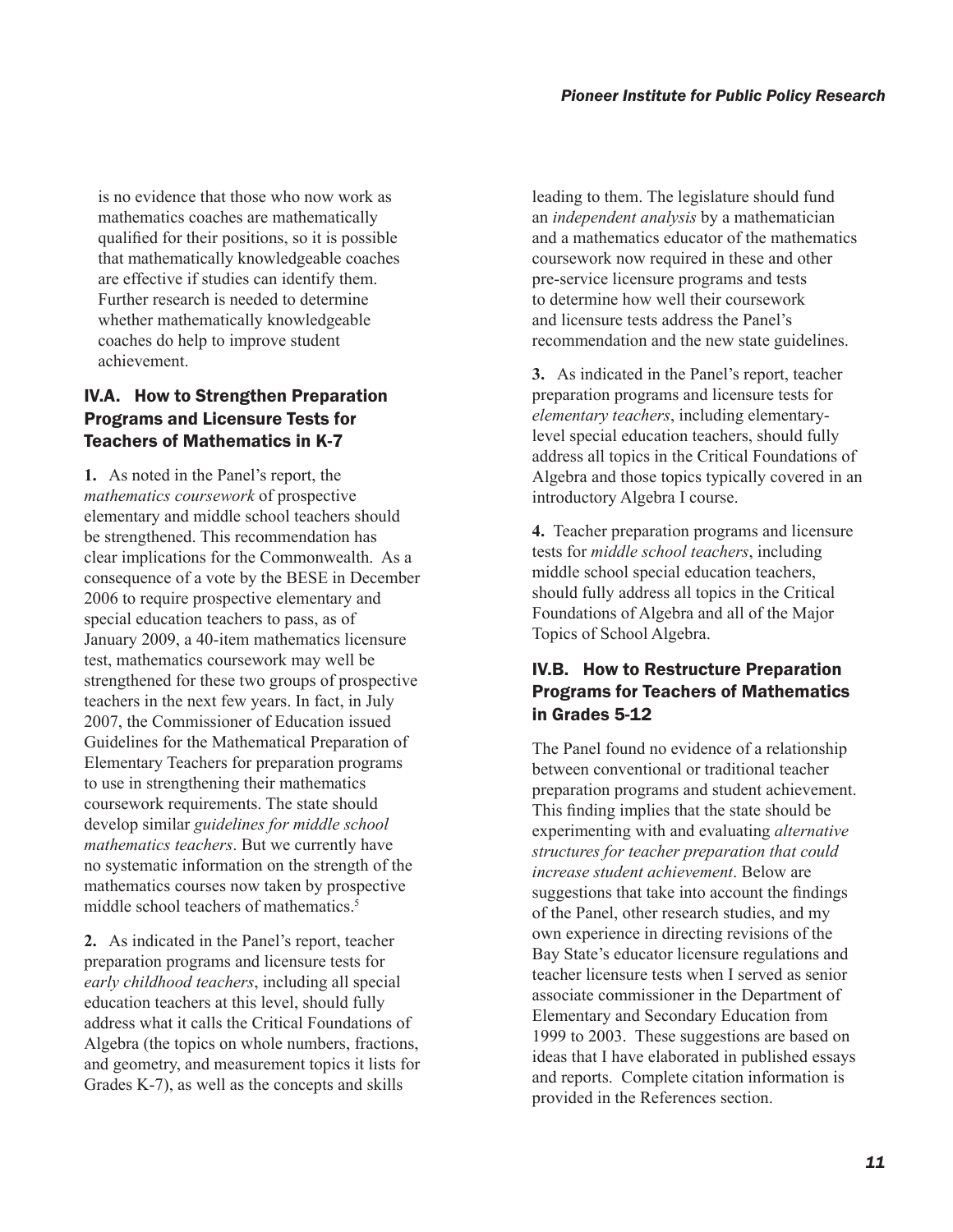is no evidence that those who now work as mathematics coaches are mathematically qualified for their positions, so it is possible that mathematically knowledgeable coaches are effective if studies can identify them. Further research is needed to determine whether mathematically knowledgeable coaches do help to improve student achievement.

## IV.A. How to Strengthen Preparation Programs and Licensure Tests for Teachers of Mathematics in K-7

**1.** As noted in the Panel's report, the *mathematics coursework* of prospective elementary and middle school teachers should be strengthened. This recommendation has clear implications for the Commonwealth. As a consequence of a vote by the BESE in December 2006 to require prospective elementary and special education teachers to pass, as of January 2009, a 40-item mathematics licensure test, mathematics coursework may well be strengthened for these two groups of prospective teachers in the next few years. In fact, in July 2007, the Commissioner of Education issued Guidelines for the Mathematical Preparation of Elementary Teachers for preparation programs to use in strengthening their mathematics coursework requirements. The state should develop similar *guidelines for middle school mathematics teachers*. But we currently have no systematic information on the strength of the mathematics courses now taken by prospective middle school teachers of mathematics.[5]

**2.** As indicated in the Panel's report, teacher preparation programs and licensure tests for *early childhood teachers*, including all special education teachers at this level, should fully address what it calls the Critical Foundations of Algebra (the topics on whole numbers, fractions, and geometry, and measurement topics it lists for Grades K-7), as well as the concepts and skills leading to them. The legislature should fund an *independent analysis* by a mathematician and a mathematics educator of the mathematics coursework now required in these and other pre-service licensure programs and tests to determine how well their coursework and licensure tests address the Panel's recommendation and the new state guidelines.

**3.** As indicated in the Panel's report, teacher preparation programs and licensure tests for *elementary teachers*, including elementary-level special education teachers, should fully address all topics in the Critical Foundations of Algebra and those topics typically covered in an introductory Algebra I course.

**4.** Teacher preparation programs and licensure tests for *middle school teachers*, including middle school special education teachers, should fully address all topics in the Critical Foundations of Algebra and all of the Major Topics of School Algebra.

## IV.B. How to Restructure Preparation Programs for Teachers of Mathematics in Grades 5-12

The Panel found no evidence of a relationship between conventional or traditional teacher preparation programs and student achievement. This finding implies that the state should be experimenting with and evaluating *alternative structures for teacher preparation that could increase student achievement*. Below are suggestions that take into account the findings of the Panel, other research studies, and my own experience in directing revisions of the Bay State's educator licensure regulations and teacher licensure tests when I served as senior associate commissioner in the Department of Elementary and Secondary Education from 1999 to 2003. These suggestions are based on ideas that I have elaborated in published essays and reports. Complete citation information is provided in the References section.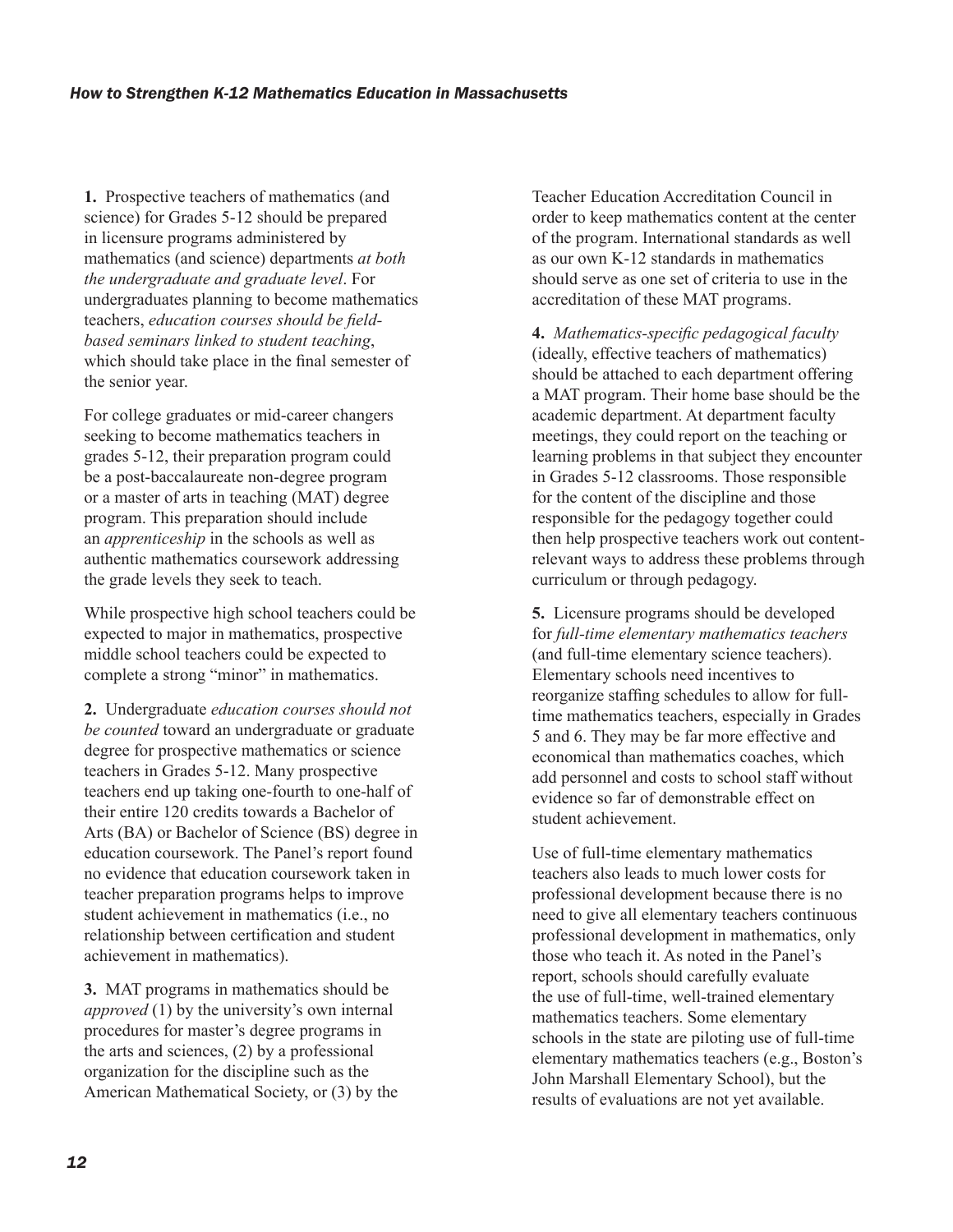**1.** Prospective teachers of mathematics (and science) for Grades 5-12 should be prepared in licensure programs administered by mathematics (and science) departments *at both the undergraduate and graduate level*. For undergraduates planning to become mathematics teachers, *education courses should be field-based seminars linked to student teaching*, which should take place in the final semester of the senior year.

For college graduates or mid-career changers seeking to become mathematics teachers in grades 5-12, their preparation program could be a post-baccalaureate non-degree program or a master of arts in teaching (MAT) degree program. This preparation should include an *apprenticeship* in the schools as well as authentic mathematics coursework addressing the grade levels they seek to teach.

While prospective high school teachers could be expected to major in mathematics, prospective middle school teachers could be expected to complete a strong "minor" in mathematics.

**2.** Undergraduate *education courses should not be counted* toward an undergraduate or graduate degree for prospective mathematics or science teachers in Grades 5-12. Many prospective teachers end up taking one-fourth to one-half of their entire 120 credits towards a Bachelor of Arts (BA) or Bachelor of Science (BS) degree in education coursework. The Panel's report found no evidence that education coursework taken in teacher preparation programs helps to improve student achievement in mathematics (i.e., no relationship between certification and student achievement in mathematics).

**3.** MAT programs in mathematics should be *approved* (1) by the university's own internal procedures for master's degree programs in the arts and sciences, (2) by a professional organization for the discipline such as the American Mathematical Society, or (3) by the Teacher Education Accreditation Council in order to keep mathematics content at the center of the program. International standards as well as our own K-12 standards in mathematics should serve as one set of criteria to use in the accreditation of these MAT programs.

**4.** *Mathematics-specific pedagogical faculty* (ideally, effective teachers of mathematics) should be attached to each department offering a MAT program. Their home base should be the academic department. At department faculty meetings, they could report on the teaching or learning problems in that subject they encounter in Grades 5-12 classrooms. Those responsible for the content of the discipline and those responsible for the pedagogy together could then help prospective teachers work out content-relevant ways to address these problems through curriculum or through pedagogy.

**5.** Licensure programs should be developed for *full-time elementary mathematics teachers* (and full-time elementary science teachers). Elementary schools need incentives to reorganize staffing schedules to allow for full-time mathematics teachers, especially in Grades 5 and 6. They may be far more effective and economical than mathematics coaches, which add personnel and costs to school staff without evidence so far of demonstrable effect on student achievement.

Use of full-time elementary mathematics teachers also leads to much lower costs for professional development because there is no need to give all elementary teachers continuous professional development in mathematics, only those who teach it. As noted in the Panel's report, schools should carefully evaluate the use of full-time, well-trained elementary mathematics teachers. Some elementary schools in the state are piloting use of full-time elementary mathematics teachers (e.g., Boston's John Marshall Elementary School), but the results of evaluations are not yet available.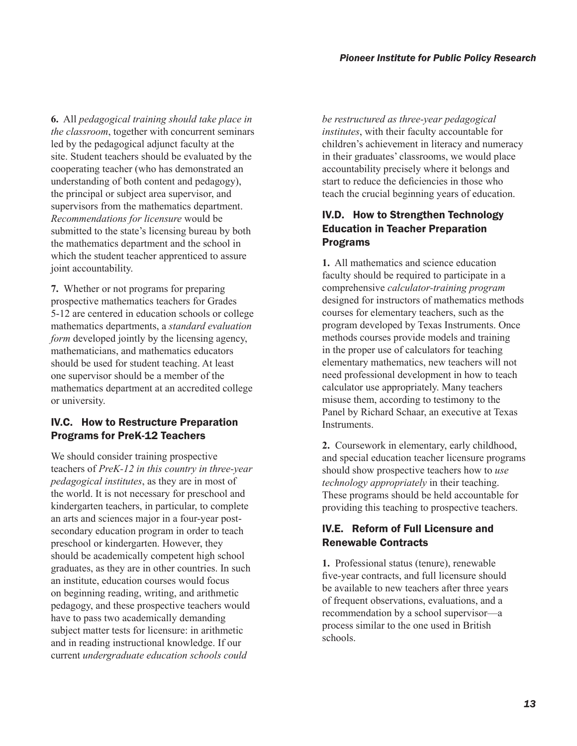**6.** All *pedagogical training should take place in the classroom*, together with concurrent seminars led by the pedagogical adjunct faculty at the site. Student teachers should be evaluated by the cooperating teacher (who has demonstrated an understanding of both content and pedagogy), the principal or subject area supervisor, and supervisors from the mathematics department. *Recommendations for licensure* would be submitted to the state's licensing bureau by both the mathematics department and the school in which the student teacher apprenticed to assure joint accountability.

**7.** Whether or not programs for preparing prospective mathematics teachers for Grades 5-12 are centered in education schools or college mathematics departments, a *standard evaluation form* developed jointly by the licensing agency, mathematicians, and mathematics educators should be used for student teaching. At least one supervisor should be a member of the mathematics department at an accredited college or university.

### IV.C. How to Restructure Preparation Programs for PreK-12 Teachers

We should consider training prospective teachers of *PreK-12 in this country in three-year pedagogical institutes*, as they are in most of the world. It is not necessary for preschool and kindergarten teachers, in particular, to complete an arts and sciences major in a four-year post-secondary education program in order to teach preschool or kindergarten. However, they should be academically competent high school graduates, as they are in other countries. In such an institute, education courses would focus on beginning reading, writing, and arithmetic pedagogy, and these prospective teachers would have to pass two academically demanding subject matter tests for licensure: in arithmetic and in reading instructional knowledge. If our current *undergraduate education schools could be restructured as three-year pedagogical institutes*, with their faculty accountable for children's achievement in literacy and numeracy in their graduates' classrooms, we would place accountability precisely where it belongs and start to reduce the deficiencies in those who teach the crucial beginning years of education.

### IV.D. How to Strengthen Technology Education in Teacher Preparation Programs

**1.** All mathematics and science education faculty should be required to participate in a comprehensive *calculator-training program* designed for instructors of mathematics methods courses for elementary teachers, such as the program developed by Texas Instruments. Once methods courses provide models and training in the proper use of calculators for teaching elementary mathematics, new teachers will not need professional development in how to teach calculator use appropriately. Many teachers misuse them, according to testimony to the Panel by Richard Schaar, an executive at Texas Instruments.

**2.** Coursework in elementary, early childhood, and special education teacher licensure programs should show prospective teachers how to *use technology appropriately* in their teaching. These programs should be held accountable for providing this teaching to prospective teachers.

### IV.E. Reform of Full Licensure and Renewable Contracts

**1.** Professional status (tenure), renewable five-year contracts, and full licensure should be available to new teachers after three years of frequent observations, evaluations, and a recommendation by a school supervisor—a process similar to the one used in British schools.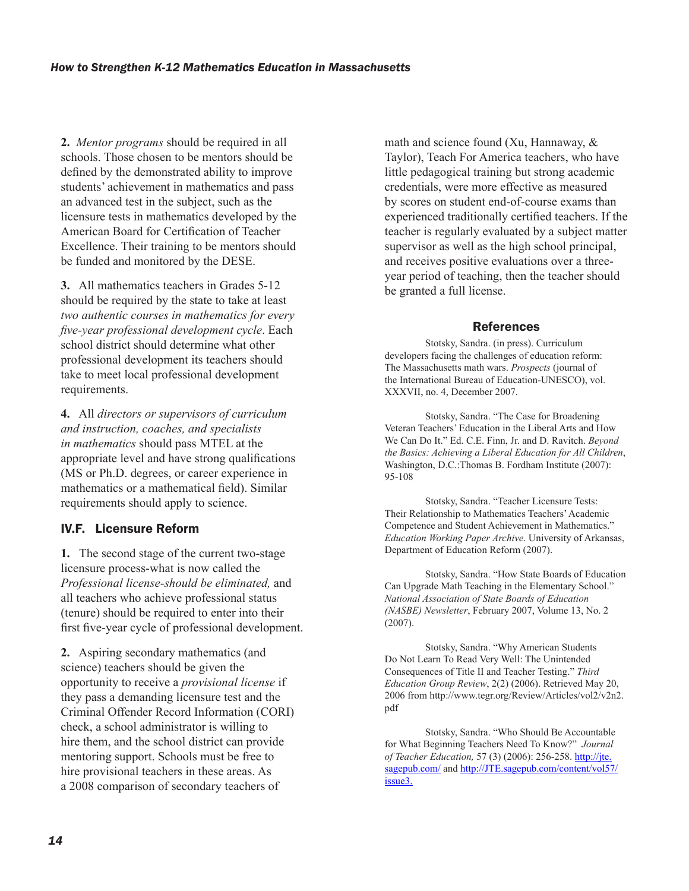**2.** *Mentor programs* should be required in all schools. Those chosen to be mentors should be defined by the demonstrated ability to improve students' achievement in mathematics and pass an advanced test in the subject, such as the licensure tests in mathematics developed by the American Board for Certification of Teacher Excellence. Their training to be mentors should be funded and monitored by the DESE.

**3.** All mathematics teachers in Grades 5-12 should be required by the state to take at least *two authentic courses in mathematics for every five-year professional development cycle*. Each school district should determine what other professional development its teachers should take to meet local professional development requirements.

**4.** All *directors or supervisors of curriculum and instruction, coaches, and specialists in mathematics* should pass MTEL at the appropriate level and have strong qualifications (MS or Ph.D. degrees, or career experience in mathematics or a mathematical field). Similar requirements should apply to science.

### IV.F. Licensure Reform

**1.** The second stage of the current two-stage licensure process-what is now called the *Professional license-should be eliminated,* and all teachers who achieve professional status (tenure) should be required to enter into their first five-year cycle of professional development.

**2.** Aspiring secondary mathematics (and science) teachers should be given the opportunity to receive a *provisional license* if they pass a demanding licensure test and the Criminal Offender Record Information (CORI) check, a school administrator is willing to hire them, and the school district can provide mentoring support. Schools must be free to hire provisional teachers in these areas. As a 2008 comparison of secondary teachers of math and science found (Xu, Hannaway, & Taylor), Teach For America teachers, who have little pedagogical training but strong academic credentials, were more effective as measured by scores on student end-of-course exams than experienced traditionally certified teachers. If the teacher is regularly evaluated by a subject matter supervisor as well as the high school principal, and receives positive evaluations over a three-year period of teaching, then the teacher should be granted a full license.

### References

Stotsky, Sandra. (in press). Curriculum developers facing the challenges of education reform: The Massachusetts math wars. *Prospects* (journal of the International Bureau of Education-UNESCO), vol. XXXVII, no. 4, December 2007.

Stotsky, Sandra. "The Case for Broadening Veteran Teachers' Education in the Liberal Arts and How We Can Do It." Ed. C.E. Finn, Jr. and D. Ravitch. *Beyond the Basics: Achieving a Liberal Education for All Children*, Washington, D.C.:Thomas B. Fordham Institute (2007): 95-108

Stotsky, Sandra. "Teacher Licensure Tests: Their Relationship to Mathematics Teachers' Academic Competence and Student Achievement in Mathematics." *Education Working Paper Archive*. University of Arkansas, Department of Education Reform (2007).

Stotsky, Sandra. "How State Boards of Education Can Upgrade Math Teaching in the Elementary School." *National Association of State Boards of Education (NASBE) Newsletter*, February 2007, Volume 13, No. 2 (2007).

Stotsky, Sandra. "Why American Students Do Not Learn To Read Very Well: The Unintended Consequences of Title II and Teacher Testing." *Third Education Group Review*, 2(2) (2006). Retrieved May 20, 2006 from http://www.tegr.org/Review/Articles/vol2/v2n2.pdf

Stotsky, Sandra. "Who Should Be Accountable for What Beginning Teachers Need To Know?" *Journal of Teacher Education,* 57 (3) (2006): 256-258. http://jte.sagepub.com/ and http://JTE.sagepub.com/content/vol57/issue3.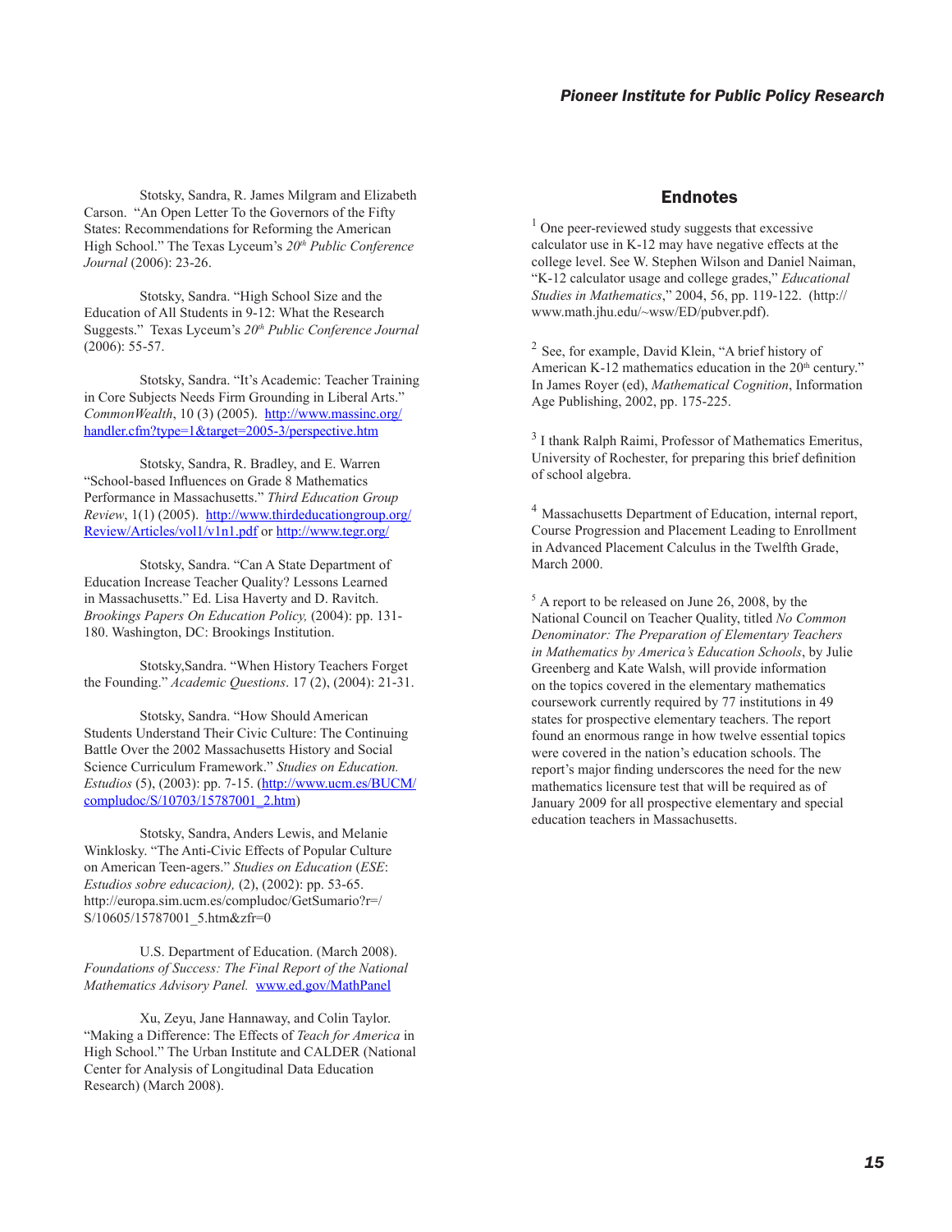Stotsky, Sandra, R. James Milgram and Elizabeth Carson. "An Open Letter To the Governors of the Fifty States: Recommendations for Reforming the American High School." The Texas Lyceum's *20th Public Conference Journal* (2006): 23-26.

Stotsky, Sandra. "High School Size and the Education of All Students in 9-12: What the Research Suggests." Texas Lyceum's *20th Public Conference Journal* (2006): 55-57.

Stotsky, Sandra. "It's Academic: Teacher Training in Core Subjects Needs Firm Grounding in Liberal Arts." *CommonWealth*, 10 (3) (2005). http://www.massinc.org/handler.cfm?type=1&target=2005-3/perspective.htm

Stotsky, Sandra, R. Bradley, and E. Warren "School-based Influences on Grade 8 Mathematics Performance in Massachusetts." *Third Education Group Review*, 1(1) (2005). http://www.thirdeducationgroup.org/Review/Articles/vol1/v1n1.pdf or http://www.tegr.org/

Stotsky, Sandra. "Can A State Department of Education Increase Teacher Quality? Lessons Learned in Massachusetts." Ed. Lisa Haverty and D. Ravitch. *Brookings Papers On Education Policy,* (2004): pp. 131-180. Washington, DC: Brookings Institution.

Stotsky,Sandra. "When History Teachers Forget the Founding." *Academic Questions*. 17 (2), (2004): 21-31.

Stotsky, Sandra. "How Should American Students Understand Their Civic Culture: The Continuing Battle Over the 2002 Massachusetts History and Social Science Curriculum Framework." *Studies on Education. Estudios* (5), (2003): pp. 7-15. (http://www.ucm.es/BUCM/compludoc/S/10703/15787001_2.htm)

Stotsky, Sandra, Anders Lewis, and Melanie Winklosky. "The Anti-Civic Effects of Popular Culture on American Teen-agers." *Studies on Education* (*ESE*: *Estudios sobre educacion),* (2), (2002): pp. 53-65. http://europa.sim.ucm.es/compludoc/GetSumario?r=/S/10605/15787001_5.htm&zfr=0

U.S. Department of Education. (March 2008). *Foundations of Success: The Final Report of the National Mathematics Advisory Panel.* www.ed.gov/MathPanel

Xu, Zeyu, Jane Hannaway, and Colin Taylor. "Making a Difference: The Effects of *Teach for America* in High School." The Urban Institute and CALDER (National Center for Analysis of Longitudinal Data Education Research) (March 2008).

## Endnotes

[1] One peer-reviewed study suggests that excessive calculator use in K-12 may have negative effects at the college level. See W. Stephen Wilson and Daniel Naiman, "K-12 calculator usage and college grades," *Educational Studies in Mathematics*," 2004, 56, pp. 119-122. (http://www.math.jhu.edu/~wsw/ED/pubver.pdf).

[2] See, for example, David Klein, "A brief history of American K-12 mathematics education in the 20th century." In James Royer (ed), *Mathematical Cognition*, Information Age Publishing, 2002, pp. 175-225.

[3] I thank Ralph Raimi, Professor of Mathematics Emeritus, University of Rochester, for preparing this brief definition of school algebra.

[4] Massachusetts Department of Education, internal report, Course Progression and Placement Leading to Enrollment in Advanced Placement Calculus in the Twelfth Grade, March 2000.

[5] A report to be released on June 26, 2008, by the National Council on Teacher Quality, titled *No Common Denominator: The Preparation of Elementary Teachers in Mathematics by America's Education Schools*, by Julie Greenberg and Kate Walsh, will provide information on the topics covered in the elementary mathematics coursework currently required by 77 institutions in 49 states for prospective elementary teachers. The report found an enormous range in how twelve essential topics were covered in the nation's education schools. The report's major finding underscores the need for the new mathematics licensure test that will be required as of January 2009 for all prospective elementary and special education teachers in Massachusetts.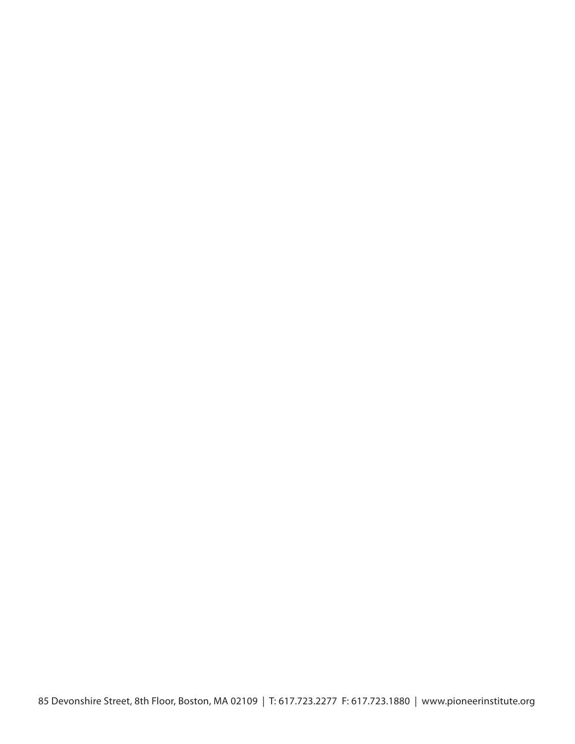85 Devonshire Street, 8th Floor, Boston, MA 02109 | T: 617.723.2277 F: 617.723.1880 | www.pioneerinstitute.org